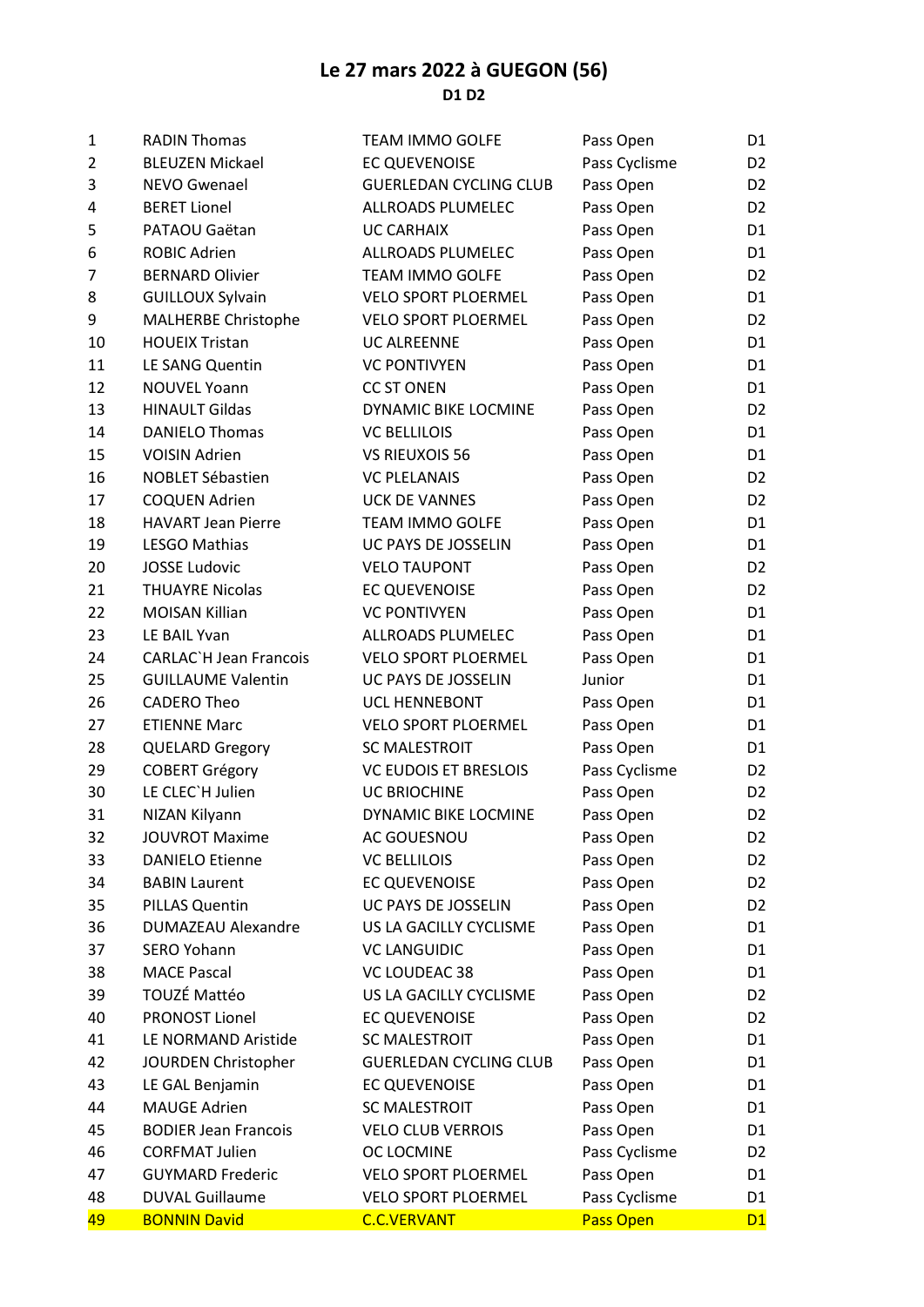## Le 27 mars 2022 à GUEGON (56)

### D1 D2

| | | | | |
|---|---|---|---|---|
| 1 | RADIN Thomas | TEAM IMMO GOLFE | Pass Open | D1 |
| 2 | BLEUZEN Mickael | EC QUEVENOISE | Pass Cyclisme | D2 |
| 3 | NEVO Gwenael | GUERLEDAN CYCLING CLUB | Pass Open | D2 |
| 4 | BERET Lionel | ALLROADS PLUMELEC | Pass Open | D2 |
| 5 | PATAOU Gaëtan | UC CARHAIX | Pass Open | D1 |
| 6 | ROBIC Adrien | ALLROADS PLUMELEC | Pass Open | D1 |
| 7 | BERNARD Olivier | TEAM IMMO GOLFE | Pass Open | D2 |
| 8 | GUILLOUX Sylvain | VELO SPORT PLOERMEL | Pass Open | D1 |
| 9 | MALHERBE Christophe | VELO SPORT PLOERMEL | Pass Open | D2 |
| 10 | HOUEIX Tristan | UC ALREENNE | Pass Open | D1 |
| 11 | LE SANG Quentin | VC PONTIVYEN | Pass Open | D1 |
| 12 | NOUVEL Yoann | CC ST ONEN | Pass Open | D1 |
| 13 | HINAULT Gildas | DYNAMIC BIKE LOCMINE | Pass Open | D2 |
| 14 | DANIELO Thomas | VC BELLILOIS | Pass Open | D1 |
| 15 | VOISIN Adrien | VS RIEUXOIS 56 | Pass Open | D1 |
| 16 | NOBLET Sébastien | VC PLELANAIS | Pass Open | D2 |
| 17 | COQUEN Adrien | UCK DE VANNES | Pass Open | D2 |
| 18 | HAVART Jean Pierre | TEAM IMMO GOLFE | Pass Open | D1 |
| 19 | LESGO Mathias | UC PAYS DE JOSSELIN | Pass Open | D1 |
| 20 | JOSSE Ludovic | VELO TAUPONT | Pass Open | D2 |
| 21 | THUAYRE Nicolas | EC QUEVENOISE | Pass Open | D2 |
| 22 | MOISAN Killian | VC PONTIVYEN | Pass Open | D1 |
| 23 | LE BAIL Yvan | ALLROADS PLUMELEC | Pass Open | D1 |
| 24 | CARLAC`H Jean Francois | VELO SPORT PLOERMEL | Pass Open | D1 |
| 25 | GUILLAUME Valentin | UC PAYS DE JOSSELIN | Junior | D1 |
| 26 | CADERO Theo | UCL HENNEBONT | Pass Open | D1 |
| 27 | ETIENNE Marc | VELO SPORT PLOERMEL | Pass Open | D1 |
| 28 | QUELARD Gregory | SC MALESTROIT | Pass Open | D1 |
| 29 | COBERT Grégory | VC EUDOIS ET BRESLOIS | Pass Cyclisme | D2 |
| 30 | LE CLEC`H Julien | UC BRIOCHINE | Pass Open | D2 |
| 31 | NIZAN Kilyann | DYNAMIC BIKE LOCMINE | Pass Open | D2 |
| 32 | JOUVROT Maxime | AC GOUESNOU | Pass Open | D2 |
| 33 | DANIELO Etienne | VC BELLILOIS | Pass Open | D2 |
| 34 | BABIN Laurent | EC QUEVENOISE | Pass Open | D2 |
| 35 | PILLAS Quentin | UC PAYS DE JOSSELIN | Pass Open | D2 |
| 36 | DUMAZEAU Alexandre | US LA GACILLY CYCLISME | Pass Open | D1 |
| 37 | SERO Yohann | VC LANGUIDIC | Pass Open | D1 |
| 38 | MACE Pascal | VC LOUDEAC 38 | Pass Open | D1 |
| 39 | TOUZÉ Mattéo | US LA GACILLY CYCLISME | Pass Open | D2 |
| 40 | PRONOST Lionel | EC QUEVENOISE | Pass Open | D2 |
| 41 | LE NORMAND Aristide | SC MALESTROIT | Pass Open | D1 |
| 42 | JOURDEN Christopher | GUERLEDAN CYCLING CLUB | Pass Open | D1 |
| 43 | LE GAL Benjamin | EC QUEVENOISE | Pass Open | D1 |
| 44 | MAUGE Adrien | SC MALESTROIT | Pass Open | D1 |
| 45 | BODIER Jean Francois | VELO CLUB VERROIS | Pass Open | D1 |
| 46 | CORFMAT Julien | OC LOCMINE | Pass Cyclisme | D2 |
| 47 | GUYMARD Frederic | VELO SPORT PLOERMEL | Pass Open | D1 |
| 48 | DUVAL Guillaume | VELO SPORT PLOERMEL | Pass Cyclisme | D1 |
| 49 | BONNIN David | C.C.VERVANT | Pass Open | D1 |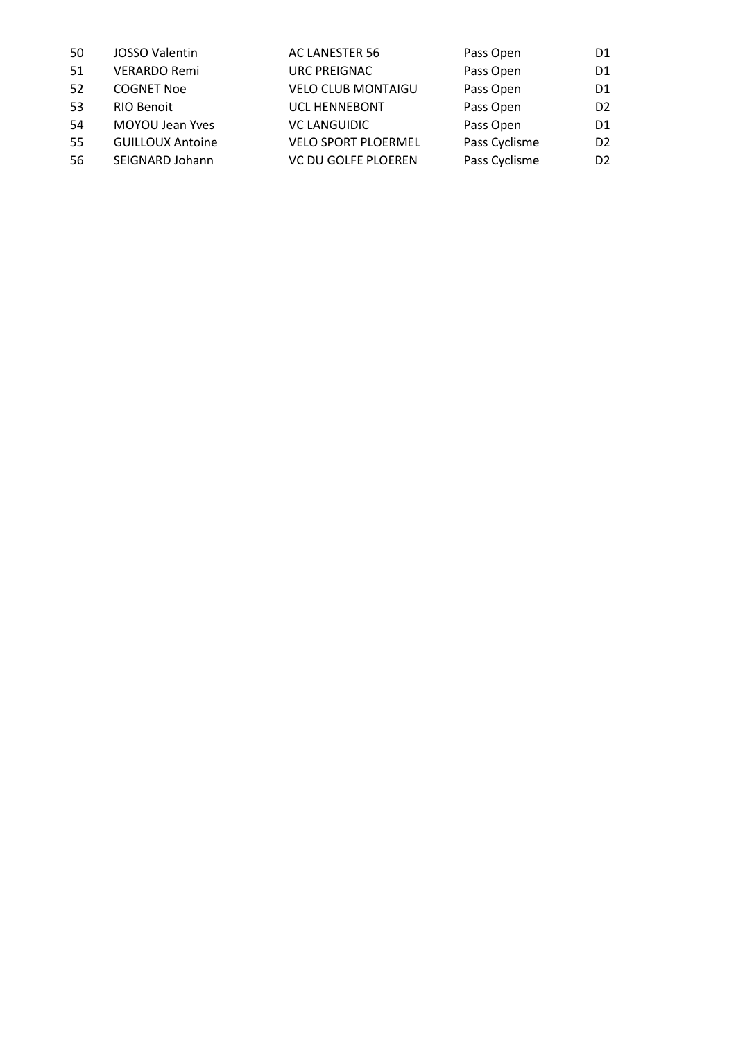| | | | | |
|---|---|---|---|---|
| 50 | JOSSO Valentin | AC LANESTER 56 | Pass Open | D1 |
| 51 | VERARDO Remi | URC PREIGNAC | Pass Open | D1 |
| 52 | COGNET Noe | VELO CLUB MONTAIGU | Pass Open | D1 |
| 53 | RIO Benoit | UCL HENNEBONT | Pass Open | D2 |
| 54 | MOYOU Jean Yves | VC LANGUIDIC | Pass Open | D1 |
| 55 | GUILLOUX Antoine | VELO SPORT PLOERMEL | Pass Cyclisme | D2 |
| 56 | SEIGNARD Johann | VC DU GOLFE PLOEREN | Pass Cyclisme | D2 |